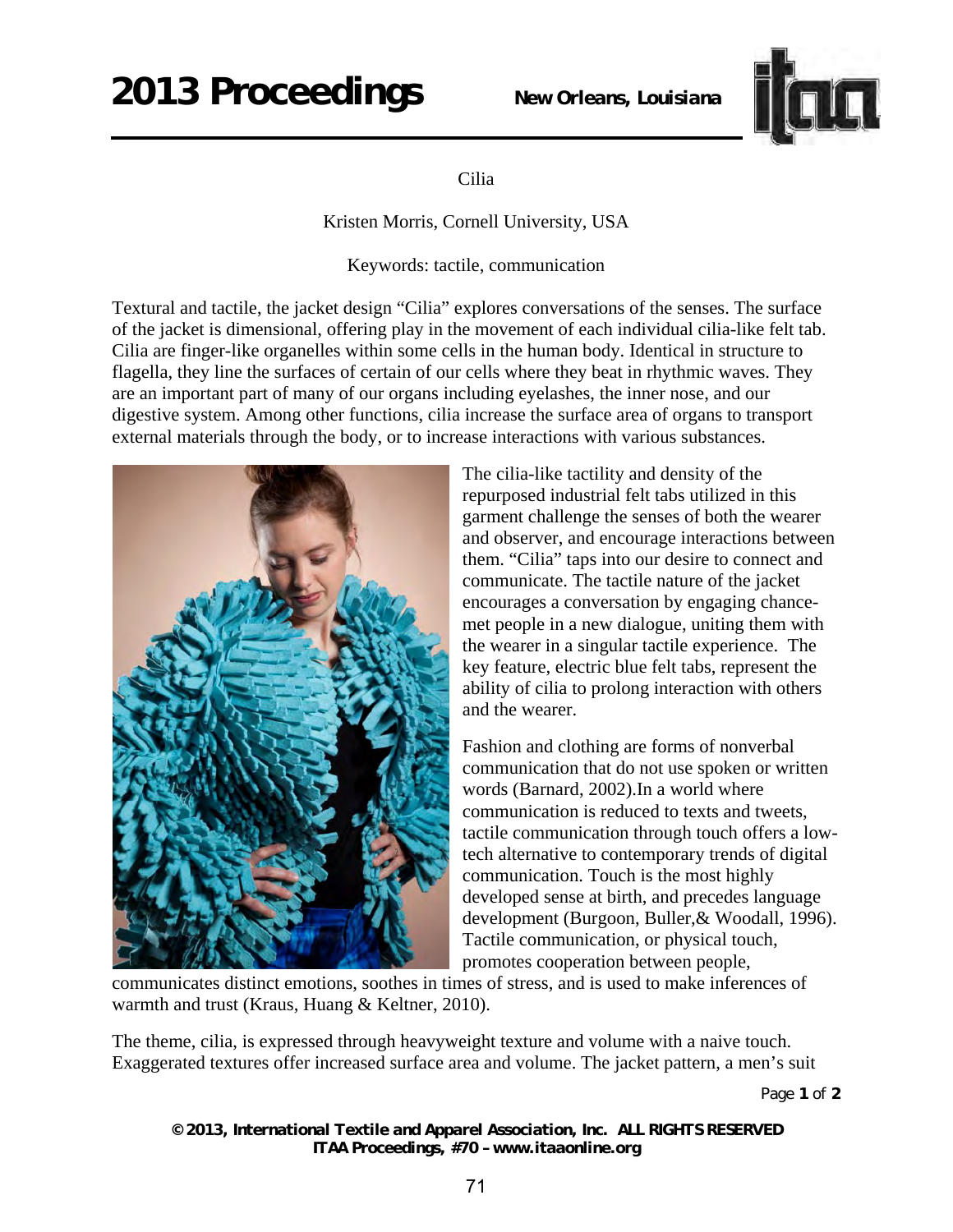# Cilia

Kristen Morris, Cornell University, USA

Keywords: tactile, communication

Textural and tactile, the jacket design "Cilia" explores conversations of the senses. The surface of the jacket is dimensional, offering play in the movement of each individual cilia-like felt tab. Cilia are finger-like organelles within some cells in the human body. Identical in structure to flagella, they line the surfaces of certain of our cells where they beat in rhythmic waves. They are an important part of many of our organs including eyelashes, the inner nose, and our digestive system. Among other functions, cilia increase the surface area of organs to transport external materials through the body, or to increase interactions with various substances.

The cilia-like tactility and density of the repurposed industrial felt tabs utilized in this garment challenge the senses of both the wearer and observer, and encourage interactions between them. "Cilia" taps into our desire to connect and communicate. The tactile nature of the jacket encourages a conversation by engaging chance-met people in a new dialogue, uniting them with the wearer in a singular tactile experience. The key feature, electric blue felt tabs, represent the ability of cilia to prolong interaction with others and the wearer.

Fashion and clothing are forms of nonverbal communication that do not use spoken or written words (Barnard, 2002).In a world where communication is reduced to texts and tweets, tactile communication through touch offers a low-tech alternative to contemporary trends of digital communication. Touch is the most highly developed sense at birth, and precedes language development (Burgoon, Buller,& Woodall, 1996). Tactile communication, or physical touch, promotes cooperation between people, communicates distinct emotions, soothes in times of stress, and is used to make inferences of warmth and trust (Kraus, Huang & Keltner, 2010).

The theme, cilia, is expressed through heavyweight texture and volume with a naive touch. Exaggerated textures offer increased surface area and volume. The jacket pattern, a men's suit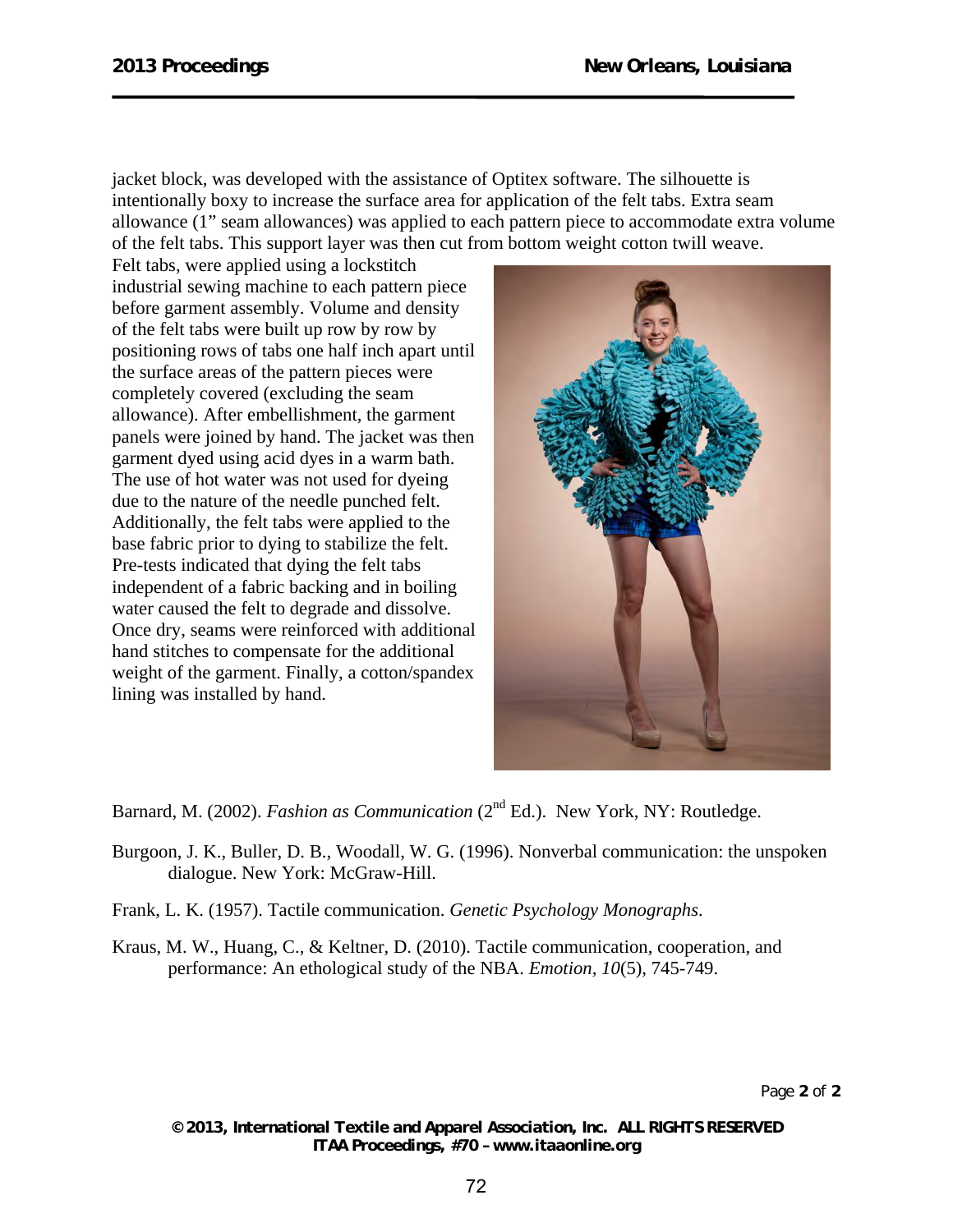jacket block, was developed with the assistance of Optitex software. The silhouette is intentionally boxy to increase the surface area for application of the felt tabs. Extra seam allowance (1" seam allowances) was applied to each pattern piece to accommodate extra volume of the felt tabs. This support layer was then cut from bottom weight cotton twill weave. Felt tabs, were applied using a lockstitch industrial sewing machine to each pattern piece before garment assembly. Volume and density of the felt tabs were built up row by row by positioning rows of tabs one half inch apart until the surface areas of the pattern pieces were completely covered (excluding the seam allowance). After embellishment, the garment panels were joined by hand. The jacket was then garment dyed using acid dyes in a warm bath. The use of hot water was not used for dyeing due to the nature of the needle punched felt. Additionally, the felt tabs were applied to the base fabric prior to dying to stabilize the felt. Pre-tests indicated that dying the felt tabs independent of a fabric backing and in boiling water caused the felt to degrade and dissolve. Once dry, seams were reinforced with additional hand stitches to compensate for the additional weight of the garment. Finally, a cotton/spandex lining was installed by hand.

Barnard, M. (2002). *Fashion as Communication* (2nd Ed.). New York, NY: Routledge.

Burgoon, J. K., Buller, D. B., Woodall, W. G. (1996). Nonverbal communication: the unspoken dialogue. New York: McGraw-Hill.

Frank, L. K. (1957). Tactile communication. *Genetic Psychology Monographs*.

Kraus, M. W., Huang, C., & Keltner, D. (2010). Tactile communication, cooperation, and performance: An ethological study of the NBA. *Emotion, 10*(5), 745-749.